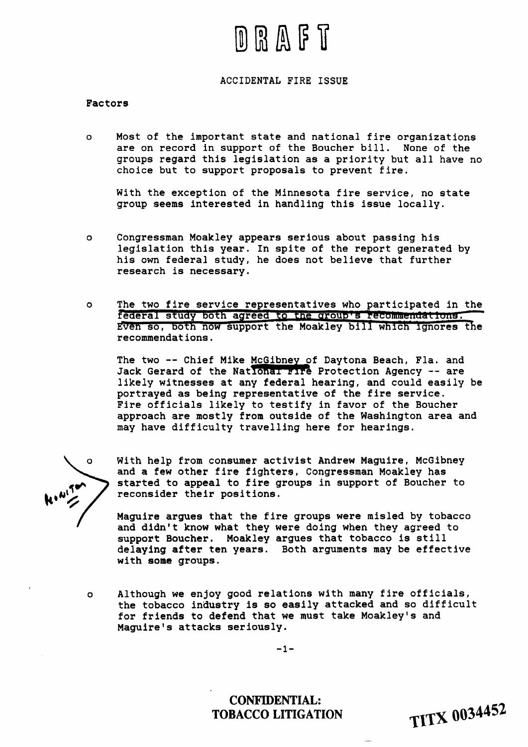# DRAFT

ACCIDENTAL FIRE ISSUE

**Factors**

- Most of the important state and national fire organizations are on record in support of the Boucher bill. None of the groups regard this legislation as a priority but all have no choice but to support proposals to prevent fire.

  With the exception of the Minnesota fire service, no state group seems interested in handling this issue locally.

- Congressman Moakley appears serious about passing his legislation this year. In spite of the report generated by his own federal study, he does not believe that further research is necessary.

- The two fire service representatives who participated in the federal study both agreed to the group's recommendations. Even so, both now support the Moakley bill which ignores the recommendations.

  The two -- Chief Mike McGibney of Daytona Beach, Fla. and Jack Gerard of the National Fire Protection Agency -- are likely witnesses at any federal hearing, and could easily be portrayed as being representative of the fire service. Fire officials likely to testify in favor of the Boucher approach are mostly from outside of the Washington area and may have difficulty travelling here for hearings.

- With help from consumer activist Andrew Maguire, McGibney and a few other fire fighters, Congressman Moakley has started to appeal to fire groups in support of Boucher to reconsider their positions.

  Maguire argues that the fire groups were misled by tobacco and didn't know what they were doing when they agreed to support Boucher. Moakley argues that tobacco is still delaying after ten years. Both arguments may be effective with some groups.

- Although we enjoy good relations with many fire officials, the tobacco industry is so easily attacked and so difficult for friends to defend that we must take Moakley's and Maguire's attacks seriously.

Monitor

CONFIDENTIAL:
TOBACCO LITIGATION

TITX 0034452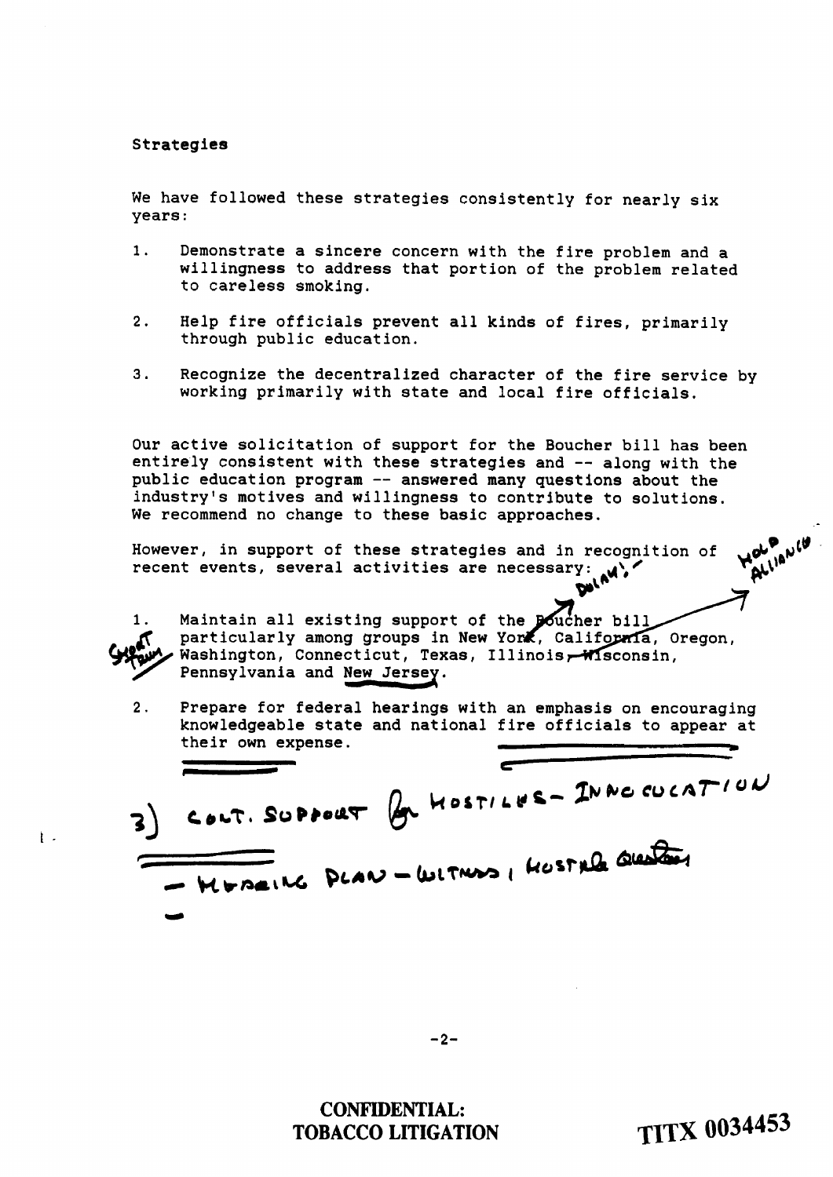Strategies

We have followed these strategies consistently for nearly six years:

1. Demonstrate a sincere concern with the fire problem and a willingness to address that portion of the problem related to careless smoking.

2. Help fire officials prevent all kinds of fires, primarily through public education.

3. Recognize the decentralized character of the fire service by working primarily with state and local fire officials.

Our active solicitation of support for the Boucher bill has been entirely consistent with these strategies and -- along with the public education program -- answered many questions about the industry's motives and willingness to contribute to solutions. We recommend no change to these basic approaches.

However, in support of these strategies and in recognition of recent events, several activities are necessary: Dolan's Hold Alliance

1. Maintain all existing support of the Boucher bill particularly among groups in New York, California, Oregon, Washington, Connecticut, Texas, Illinois, ~~Wisconsin~~, Pennsylvania and New Jersey. Great Team

2. Prepare for federal hearings with an emphasis on encouraging knowledgeable state and national fire officials to appear at their own expense.

3) Cont. support for hostiles - innoculation

- Hearing plan - witness, hostile questions

-

CONFIDENTIAL: TOBACCO LITIGATION

TITX 0034453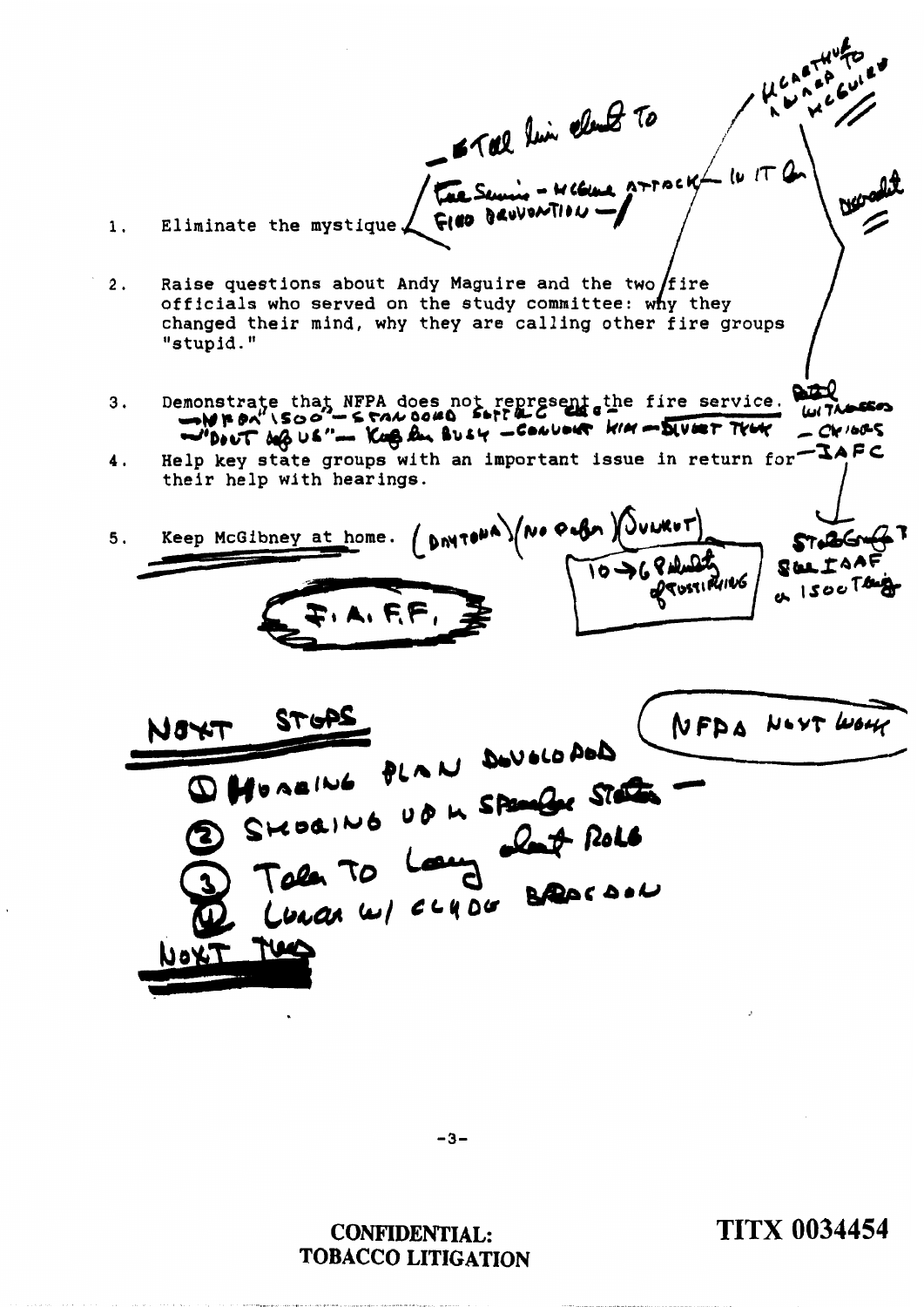1. Eliminate the mystique.

2. Raise questions about Andy Maguire and the two fire officials who served on the study committee: why they changed their mind, why they are calling other fire groups "stupid."

3. Demonstrate that NFPA does not represent the fire service.

4. Help key state groups with an important issue in return for their help with hearings.

5. Keep McGibney at home.

NEXT STEPS

NFPA NEXT WEEK

1. HEARING PLAN DEVELOPED
2. SHORING UP W SPEAKER STATES — 
3. TALK TO LARRY about ROLE
4. LUNCH W/ CLYDE BRADDON

NEXT TUES

CONFIDENTIAL: TOBACCO LITIGATION

TITX 0034454